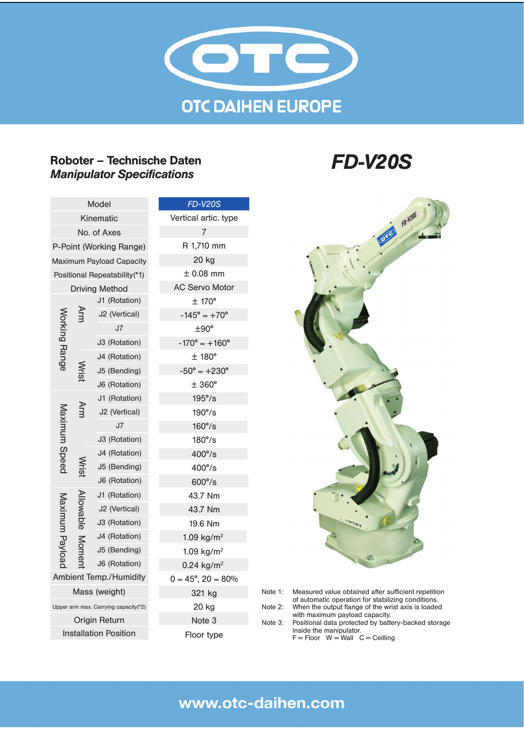# OTC DAIHEN EUROPE

## Roboter – Technische Daten
## *Manipulator Specifications*

# *FD-V20S*

| Model | | | *FD-V20S* |
|---|---|---|---|
| Kinematic | | | Vertical artic. type |
| No. of Axes | | | 7 |
| P-Point (Working Range) | | | R 1,710 mm |
| Maximum Payload Capacity | | | 20 kg |
| Positional Repeatability(*1) | | | ± 0.08 mm |
| Driving Method | | | AC Servo Motor |
| Working Range | Arm | J1 (Rotation) | ± 170° |
| | | J2 (Vertical) | -145° ≈ +70° |
| | | J7 | ±90° |
| | | J3 (Rotation) | -170° ≈ +160° |
| | Wrist | J4 (Rotation) | ± 180° |
| | | J5 (Bending) | -50° ≈ +230° |
| | | J6 (Rotation) | ± 360° |
| Maximum Speed | Arm | J1 (Rotation) | 195°/s |
| | | J2 (Vertical) | 190°/s |
| | | J7 | 160°/s |
| | | J3 (Rotation) | 180°/s |
| | Wrist | J4 (Rotation) | 400°/s |
| | | J5 (Bending) | 400°/s |
| | | J6 (Rotation) | 600°/s |
| Maximum Payload | Allowable Moment | J1 (Rotation) | 43.7 Nm |
| | | J2 (Vertical) | 43.7 Nm |
| | | J3 (Rotation) | 19.6 Nm |
| | | J4 (Rotation) | 1.09 kg/m² |
| | | J5 (Bending) | 1.09 kg/m² |
| | | J6 (Rotation) | 0.24 kg/m² |
| Ambient Temp./Humidity | | | 0 ≈ 45°, 20 ≈ 80% |
| Mass (weight) | | | 321 kg |
| Upper arm max. Carrying capacity(*2) | | | 20 kg |
| Origin Return | | | Note 3 |
| Installation Position | | | Floor type |

Note 1: Measured value obtained after sufficient repetition of automatic operation for stabilizing conditions.
Note 2: When the output flange of the wrist axis is loaded with maximum payload capacity.
Note 3: Positional data protected by battery-backed storage inside the manipulator.
F = Floor W = Wall C = Ceilling

www.otc-daihen.com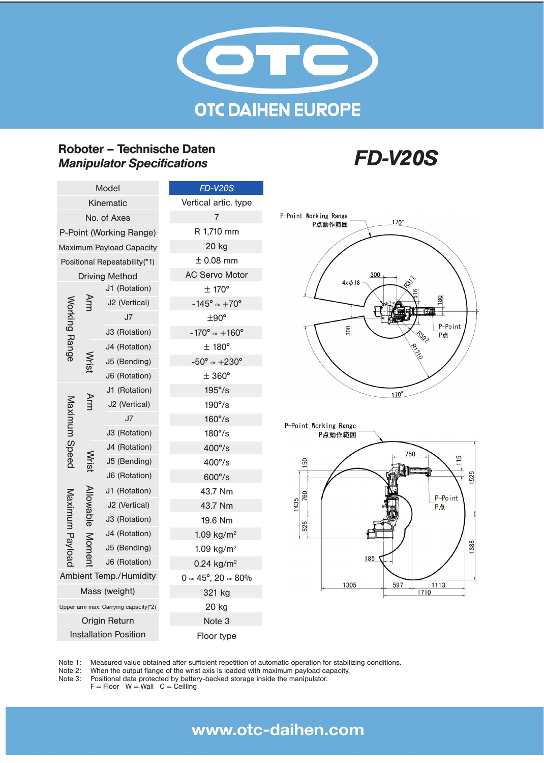# OTC DAIHEN EUROPE

## Roboter – Technische Daten
### *Manipulator Specifications*

# *FD-V20S*

| | | | |
|---|---|---|---|
| Model | | | *FD-V20S* |
| Kinematic | | | Vertical artic. type |
| No. of Axes | | | 7 |
| P-Point (Working Range) | | | R 1,710 mm |
| Maximum Payload Capacity | | | 20 kg |
| Positional Repeatability(*1) | | | ± 0.08 mm |
| Driving Method | | | AC Servo Motor |
| Working Range | Arm | J1 (Rotation) | ± 170° |
| | | J2 (Vertical) | -145° ≈ +70° |
| | | J7 | ±90° |
| | | J3 (Rotation) | -170° ≈ +160° |
| | Wrist | J4 (Rotation) | ± 180° |
| | | J5 (Bending) | -50° ≈ +230° |
| | | J6 (Rotation) | ± 360° |
| Maximum Speed | Arm | J1 (Rotation) | 195°/s |
| | | J2 (Vertical) | 190°/s |
| | | J7 | 160°/s |
| | | J3 (Rotation) | 180°/s |
| | Wrist | J4 (Rotation) | 400°/s |
| | | J5 (Bending) | 400°/s |
| | | J6 (Rotation) | 600°/s |
| Maximum Payload | Allowable Moment | J1 (Rotation) | 43.7 Nm |
| | | J2 (Vertical) | 43.7 Nm |
| | | J3 (Rotation) | 19.6 Nm |
| | | J4 (Rotation) | 1.09 kg/m² |
| | | J5 (Bending) | 1.09 kg/m² |
| | | J6 (Rotation) | 0.24 kg/m² |
| Ambient Temp./Humidity | | | 0 ≈ 45°, 20 ≈ 80% |
| Mass (weight) | | | 321 kg |
| Upper arm max. Carrying capacity(*2) | | | 20 kg |
| Origin Return | | | Note 3 |
| Installation Position | | | Floor type |

P-Point Working Range
P点動作範囲
170°
300
4xφ18
R317
516
180
300
P-Point
P点
R597
R1710
170°

P-Point Working Range
P点動作範囲
750
115
150
1525
760
1435
P-Point
P点
525
1388
185
1305
597
1113
1710

Note 1: Measured value obtained after sufficient repetition of automatic operation for stabilizing conditions.
Note 2: When the output flange of the wrist axis is loaded with maximum payload capacity.
Note 3: Positional data protected by battery-backed storage inside the manipulator.
F = Floor W = Wall C = Ceilling

www.otc-daihen.com